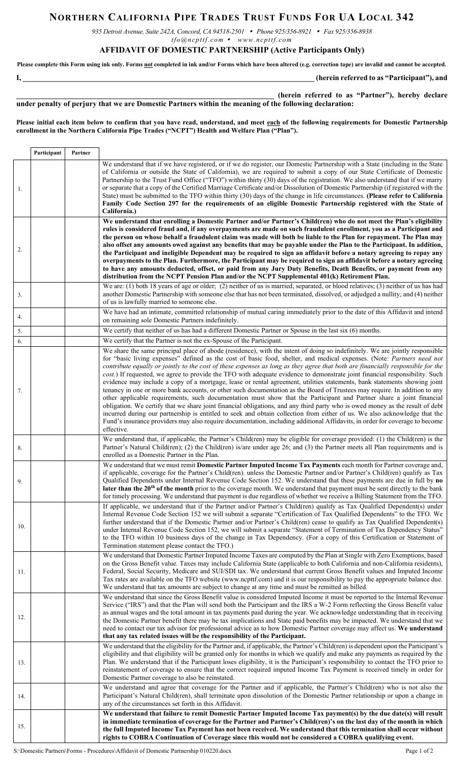# NORTHERN CALIFORNIA PIPE TRADES TRUST FUNDS FOR UA LOCAL 342

*935 Detroit Avenue, Suite 242A, Concord, CA 94518-2501 • Phone 925/356-8921 • Fax 925/356-8938*
*tfo@ncpttf.com • www.ncpttf.com*

## AFFIDAVIT OF DOMESTIC PARTNERSHIP (Active Participants Only)

**Please complete this Form using ink only. Forms not completed in ink and/or Forms which have been altered (e.g. correction tape) are invalid and cannot be accepted.**

**I, \_\_\_\_\_\_\_\_\_\_\_\_\_\_\_\_\_\_\_\_\_\_\_\_\_\_\_\_\_\_\_\_\_\_\_\_\_\_\_\_\_\_\_\_\_\_\_\_\_\_\_\_\_\_\_\_\_\_\_\_\_\_\_\_\_\_\_\_\_\_ (herein referred to as "Participant"), and**

**\_\_\_\_\_\_\_\_\_\_\_\_\_\_\_\_\_\_\_\_\_\_\_\_\_\_\_\_\_\_\_\_\_\_\_\_\_\_\_\_\_\_\_\_\_\_\_\_\_\_\_\_\_\_\_\_\_\_\_\_\_\_\_\_\_\_ (herein referred to as "Partner"), hereby declare under penalty of perjury that we are Domestic Partners within the meaning of the following declaration:**

**Please initial each item below to confirm that you have read, understand, and meet each of the following requirements for Domestic Partnership enrollment in the Northern California Pipe Trades ("NCPT") Health and Welfare Plan ("Plan").**

| | Participant | Partner | |
|---|---|---|---|
| 1. | | | We understand that if we have registered, or if we do register, our Domestic Partnership with a State (including in the State of California or outside the State of California), we are required to submit a copy of our State Certificate of Domestic Partnership to the Trust Fund Office ("TFO") within thirty (30) days of the registration. We also understand that if we marry or separate that a copy of the Certified Marriage Certificate and/or Dissolution of Domestic Partnership (if registered with the State) must be submitted to the TFO within thirty (30) days of the change in life circumstances. **(Please refer to California Family Code Section 297 for the requirements of an eligible Domestic Partnership registered with the State of California.)** |
| 2. | | | **We understand that enrolling a Domestic Partner and/or Partner's Child(ren) who do not meet the Plan's eligibility rules is considered fraud and, if any overpayments are made on such fraudulent enrollment, you as a Participant and the person on whose behalf a fraudulent claim was made will both be liable to the Plan for repayment. The Plan may also offset any amounts owed against any benefits that may be payable under the Plan to the Participant. In addition, the Participant and ineligible Dependent may be required to sign an affidavit before a notary agreeing to repay any overpayments to the Plan. Furthermore, the Participant may be required to sign an affidavit before a notary agreeing to have any amounts deducted, offset, or paid from any Jury Duty Benefits, Death Benefits, or payment from any distribution from the NCPT Pension Plan and/or the NCPT Supplemental 401(k) Retirement Plan.** |
| 3. | | | We are: (1) both 18 years of age or older; (2) neither of us is married, separated, or blood relatives; (3) neither of us has had another Domestic Partnership with someone else that has not been terminated, dissolved, or adjudged a nullity; and (4) neither of us is lawfully married to someone else. |
| 4. | | | We have had an intimate, committed relationship of mutual caring immediately prior to the date of this Affidavit and intend on remaining sole Domestic Partners indefinitely. |
| 5. | | | We certify that neither of us has had a different Domestic Partner or Spouse in the last six (6) months. |
| 6. | | | We certify that the Partner is not the ex-Spouse of the Participant. |
| 7. | | | We share the same principal place of abode (residence), with the intent of doing so indefinitely. We are jointly responsible for "basic living expenses" defined as the cost of basic food, shelter, and medical expenses. (Note: *Partners need not contribute equally or jointly to the cost of these expenses as long as they agree that both are financially responsible for the cost.*) If requested, we agree to provide the TFO with adequate evidence to demonstrate joint financial responsibility. Such evidence may include a copy of a mortgage, lease or rental agreement, utilities statements, bank statements showing joint tenancy in one or more bank accounts, or other such documentation as the Board of Trustees may require. In addition to any other applicable requirements, such documentation must show that the Participant and Partner share a joint financial obligation. We certify that we share joint financial obligations, and any third party who is owed money as the result of debt incurred during our partnership is entitled to seek and obtain collection from either of us. We also acknowledge that the Fund's insurance providers may also require documentation, including additional Affidavits, in order for coverage to become effective. |
| 8. | | | We understand that, if applicable, the Partner's Child(ren) may be eligible for coverage provided: (1) the Child(ren) is the Partner's Natural Child(ren); (2) the Child(ren) is/are under age 26; and (3) the Partner meets all Plan requirements and is enrolled as a Domestic Partner in the Plan. |
| 9. | | | We understand that we must remit **Domestic Partner Imputed Income Tax Payments** each month for Partner coverage and, if applicable, coverage for the Partner's Child(ren), unless the Domestic Partner and/or Partner's Child(ren) qualify as Tax Qualified Dependents under Internal Revenue Code Section 152. We understand that these payments are due in full by **no later than the 20th of the month** prior to the coverage month. We understand that payment must be sent directly to the bank for timely processing. We understand that payment is due regardless of whether we receive a Billing Statement from the TFO. |
| 10. | | | If applicable, we understand that if the Partner and/or Partner's Child(ren) qualify as Tax Qualified Dependent(s) under Internal Revenue Code Section 152 we will submit a separate "Certification of Tax Qualified Dependents" to the TFO. We further understand that if the Domestic Partner and/or Partner's Child(ren) cease to qualify as Tax Qualified Dependent(s) under Internal Revenue Code Section 152, we will submit a separate "Statement of Termination of Tax Dependency Status" to the TFO within 10 business days of the change in Tax Dependency. (For a copy of this Certification or Statement of Termination status please contact the TFO.) |
| 11. | | | We understand that Domestic Partner Imputed Income Taxes are computed by the Plan at Single with Zero Exemptions, based on the Gross Benefit value. Taxes may include California State (applicable to both California and non-California residents), Federal, Social Security, Medicare and SUI/SDI tax. We understand that current Gross Benefit values and Imputed Income Tax rates are available on the TFO website (www.ncpttf.com) and it is our responsibility to pay the appropriate balance due. We understand that tax amounts are subject to change at any time and must be remitted as billed. |
| 12. | | | We understand that since the Gross Benefit value is considered Imputed Income it must be reported to the Internal Revenue Service ("IRS") and that the Plan will send both the Participant and the IRS a W-2 Form reflecting the Gross Benefit value as annual wages and the total amount in tax payments paid during the year. We acknowledge understanding that in receiving the Domestic Partner benefit there may be tax implications and State paid benefits may be impacted. We understand that we need to contact our tax advisor for professional advice as to how Domestic Partner coverage may affect us. **We understand that any tax related issues will be the responsibility of the Participant.** |
| 13. | | | We understand that the eligibility for the Partner and, if applicable, the Partner's Child(ren) is dependent upon the Participant's eligibility and that eligibility will be granted only for months in which we qualify and make any payments as required by the Plan. We understand that if the Participant loses eligibility, it is the Participant's responsibility to contact the TFO prior to reinstatement of coverage to ensure that the correct required imputed Income Tax Payment is received timely in order for Domestic Partner coverage to also be reinstated. |
| 14. | | | We understand and agree that coverage for the Partner and if applicable, the Partner's Child(ren) who is not also the Participant's Natural Child(ren), shall terminate upon dissolution of the Domestic Partner relationship or upon a change in any of the circumstances set forth in this Affidavit. |
| 15. | | | **We understand that failure to remit Domestic Partner Imputed Income Tax payment(s) by the due date(s) will result in immediate termination of coverage for the Partner and Partner's Child(ren)'s on the last day of the month in which the full Imputed Income Tax Payment has not been received. We understand that this termination shall occur without rights to COBRA Continuation of Coverage since this would not be considered a COBRA qualifying event.** |

S:\Domestic Partners\Forms - Procedures\Affidavit of Domestic Partnership 010220.docx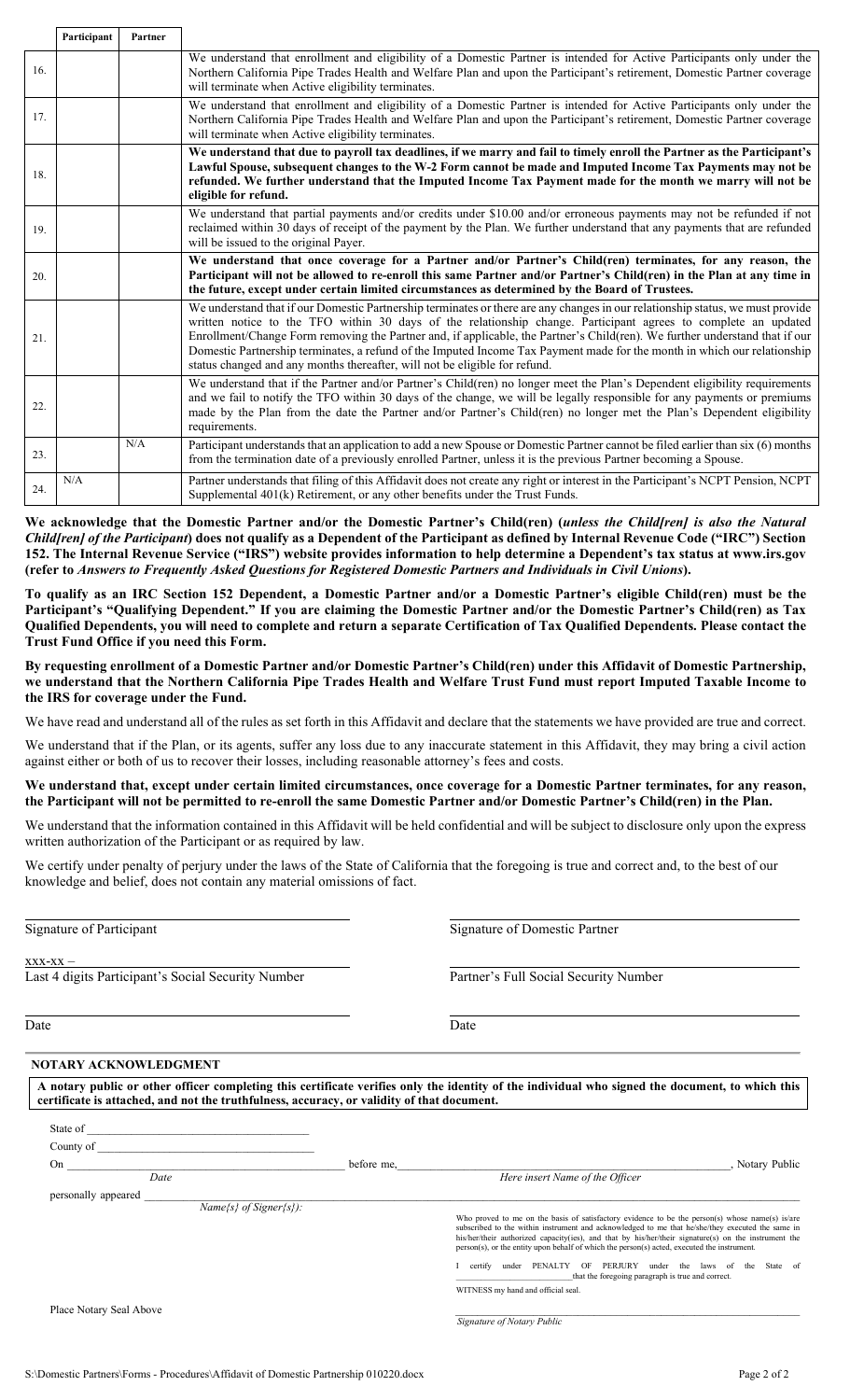| | Participant | Partner | |
|---|---|---|---|
| 16. | | | We understand that enrollment and eligibility of a Domestic Partner is intended for Active Participants only under the Northern California Pipe Trades Health and Welfare Plan and upon the Participant's retirement, Domestic Partner coverage will terminate when Active eligibility terminates. |
| 17. | | | We understand that enrollment and eligibility of a Domestic Partner is intended for Active Participants only under the Northern California Pipe Trades Health and Welfare Plan and upon the Participant's retirement, Domestic Partner coverage will terminate when Active eligibility terminates. |
| 18. | | | **We understand that due to payroll tax deadlines, if we marry and fail to timely enroll the Partner as the Participant's Lawful Spouse, subsequent changes to the W-2 Form cannot be made and Imputed Income Tax Payments may not be refunded. We further understand that the Imputed Income Tax Payment made for the month we marry will not be eligible for refund.** |
| 19. | | | We understand that partial payments and/or credits under $10.00 and/or erroneous payments may not be refunded if not reclaimed within 30 days of receipt of the payment by the Plan. We further understand that any payments that are refunded will be issued to the original Payer. |
| 20. | | | **We understand that once coverage for a Partner and/or Partner's Child(ren) terminates, for any reason, the Participant will not be allowed to re-enroll this same Partner and/or Partner's Child(ren) in the Plan at any time in the future, except under certain limited circumstances as determined by the Board of Trustees.** |
| 21. | | | We understand that if our Domestic Partnership terminates or there are any changes in our relationship status, we must provide written notice to the TFO within 30 days of the relationship change. Participant agrees to complete an updated Enrollment/Change Form removing the Partner and, if applicable, the Partner's Child(ren). We further understand that if our Domestic Partnership terminates, a refund of the Imputed Income Tax Payment made for the month in which our relationship status changed and any months thereafter, will not be eligible for refund. |
| 22. | | | We understand that if the Partner and/or Partner's Child(ren) no longer meet the Plan's Dependent eligibility requirements and we fail to notify the TFO within 30 days of the change, we will be legally responsible for any payments or premiums made by the Plan from the date the Partner and/or Partner's Child(ren) no longer met the Plan's Dependent eligibility requirements. |
| 23. | | N/A | Participant understands that an application to add a new Spouse or Domestic Partner cannot be filed earlier than six (6) months from the termination date of a previously enrolled Partner, unless it is the previous Partner becoming a Spouse. |
| 24. | N/A | | Partner understands that filing of this Affidavit does not create any right or interest in the Participant's NCPT Pension, NCPT Supplemental 401(k) Retirement, or any other benefits under the Trust Funds. |

**We acknowledge that the Domestic Partner and/or the Domestic Partner's Child(ren) (*unless the Child[ren] is also the Natural Child[ren] of the Participant*) does not qualify as a Dependent of the Participant as defined by Internal Revenue Code ("IRC") Section 152. The Internal Revenue Service ("IRS") website provides information to help determine a Dependent's tax status at www.irs.gov (refer to *Answers to Frequently Asked Questions for Registered Domestic Partners and Individuals in Civil Unions*).**

**To qualify as an IRC Section 152 Dependent, a Domestic Partner and/or a Domestic Partner's eligible Child(ren) must be the Participant's "Qualifying Dependent." If you are claiming the Domestic Partner and/or the Domestic Partner's Child(ren) as Tax Qualified Dependents, you will need to complete and return a separate Certification of Tax Qualified Dependents. Please contact the Trust Fund Office if you need this Form.**

**By requesting enrollment of a Domestic Partner and/or Domestic Partner's Child(ren) under this Affidavit of Domestic Partnership, we understand that the Northern California Pipe Trades Health and Welfare Trust Fund must report Imputed Taxable Income to the IRS for coverage under the Fund.**

We have read and understand all of the rules as set forth in this Affidavit and declare that the statements we have provided are true and correct.

We understand that if the Plan, or its agents, suffer any loss due to any inaccurate statement in this Affidavit, they may bring a civil action against either or both of us to recover their losses, including reasonable attorney's fees and costs.

**We understand that, except under certain limited circumstances, once coverage for a Domestic Partner terminates, for any reason, the Participant will not be permitted to re-enroll the same Domestic Partner and/or Domestic Partner's Child(ren) in the Plan.**

We understand that the information contained in this Affidavit will be held confidential and will be subject to disclosure only upon the express written authorization of the Participant or as required by law.

We certify under penalty of perjury under the laws of the State of California that the foregoing is true and correct and, to the best of our knowledge and belief, does not contain any material omissions of fact.

Signature of Participant ______________________ Signature of Domestic Partner ______________________

xxx-xx – ______________________
Last 4 digits Participant's Social Security Number

______________________
Partner's Full Social Security Number

Date ______________________ Date ______________________

**NOTARY ACKNOWLEDGMENT**

**A notary public or other officer completing this certificate verifies only the identity of the individual who signed the document, to which this certificate is attached, and not the truthfulness, accuracy, or validity of that document.**

State of ______________________

County of ______________________

On ______________________ before me, ______________________, Notary Public
*Date* — *Here insert Name of the Officer*

personally appeared ______________________
*Name{s} of Signer{s}):*

Who proved to me on the basis of satisfactory evidence to be the person(s) whose name(s) is/are subscribed to the within instrument and acknowledged to me that he/she/they executed the same in his/her/their authorized capacity(ies), and that by his/her/their signature(s) on the instrument the person(s), or the entity upon behalf of which the person(s) acted, executed the instrument.

I certify under PENALTY OF PERJURY under the laws of the State of ______________________ that the foregoing paragraph is true and correct.

WITNESS my hand and official seal.

Place Notary Seal Above

______________________
*Signature of Notary Public*

S:\Domestic Partners\Forms - Procedures\Affidavit of Domestic Partnership 010220.docx